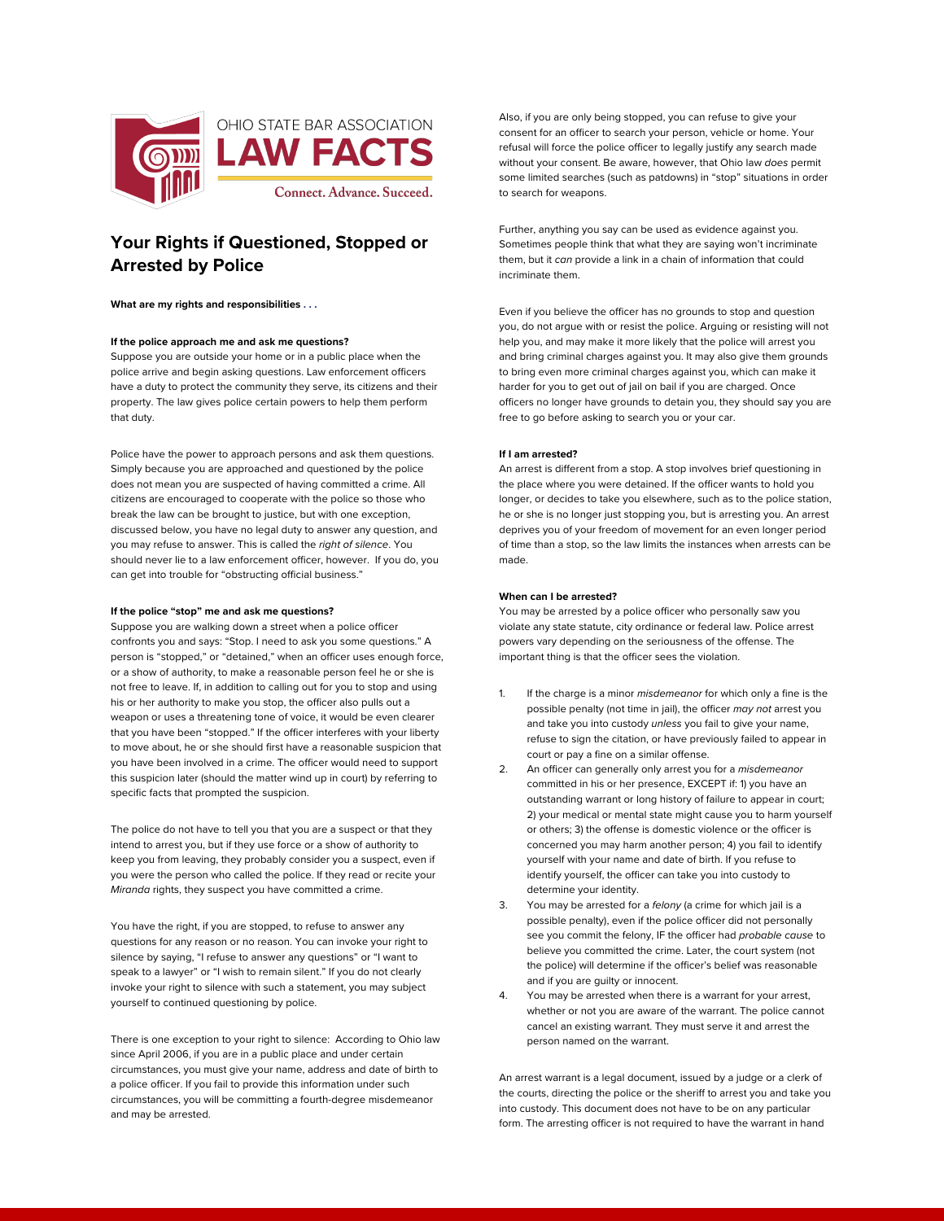OHIO STATE BAR ASSOCIATION

**LAW FACTS**

Connect. Advance. Succeed.

# Your Rights if Questioned, Stopped or Arrested by Police

**What are my rights and responsibilities . . .**

#### If the police approach me and ask me questions?

Suppose you are outside your home or in a public place when the police arrive and begin asking questions. Law enforcement officers have a duty to protect the community they serve, its citizens and their property. The law gives police certain powers to help them perform that duty.

Police have the power to approach persons and ask them questions. Simply because you are approached and questioned by the police does not mean you are suspected of having committed a crime. All citizens are encouraged to cooperate with the police so those who break the law can be brought to justice, but with one exception, discussed below, you have no legal duty to answer any question, and you may refuse to answer. This is called the *right of silence*. You should never lie to a law enforcement officer, however. If you do, you can get into trouble for "obstructing official business."

#### If the police "stop" me and ask me questions?

Suppose you are walking down a street when a police officer confronts you and says: "Stop. I need to ask you some questions." A person is "stopped," or "detained," when an officer uses enough force, or a show of authority, to make a reasonable person feel he or she is not free to leave. If, in addition to calling out for you to stop and using his or her authority to make you stop, the officer also pulls out a weapon or uses a threatening tone of voice, it would be even clearer that you have been "stopped." If the officer interferes with your liberty to move about, he or she should first have a reasonable suspicion that you have been involved in a crime. The officer would need to support this suspicion later (should the matter wind up in court) by referring to specific facts that prompted the suspicion.

The police do not have to tell you that you are a suspect or that they intend to arrest you, but if they use force or a show of authority to keep you from leaving, they probably consider you a suspect, even if you were the person who called the police. If they read or recite your *Miranda* rights, they suspect you have committed a crime.

You have the right, if you are stopped, to refuse to answer any questions for any reason or no reason. You can invoke your right to silence by saying, "I refuse to answer any questions" or "I want to speak to a lawyer" or "I wish to remain silent." If you do not clearly invoke your right to silence with such a statement, you may subject yourself to continued questioning by police.

There is one exception to your right to silence: According to Ohio law since April 2006, if you are in a public place and under certain circumstances, you must give your name, address and date of birth to a police officer. If you fail to provide this information under such circumstances, you will be committing a fourth-degree misdemeanor and may be arrested.

Also, if you are only being stopped, you can refuse to give your consent for an officer to search your person, vehicle or home. Your refusal will force the police officer to legally justify any search made without your consent. Be aware, however, that Ohio law *does* permit some limited searches (such as patdowns) in "stop" situations in order to search for weapons.

Further, anything you say can be used as evidence against you. Sometimes people think that what they are saying won't incriminate them, but it *can* provide a link in a chain of information that could incriminate them.

Even if you believe the officer has no grounds to stop and question you, do not argue with or resist the police. Arguing or resisting will not help you, and may make it more likely that the police will arrest you and bring criminal charges against you. It may also give them grounds to bring even more criminal charges against you, which can make it harder for you to get out of jail on bail if you are charged. Once officers no longer have grounds to detain you, they should say you are free to go before asking to search you or your car.

#### If I am arrested?

An arrest is different from a stop. A stop involves brief questioning in the place where you were detained. If the officer wants to hold you longer, or decides to take you elsewhere, such as to the police station, he or she is no longer just stopping you, but is arresting you. An arrest deprives you of your freedom of movement for an even longer period of time than a stop, so the law limits the instances when arrests can be made.

#### When can I be arrested?

You may be arrested by a police officer who personally saw you violate any state statute, city ordinance or federal law. Police arrest powers vary depending on the seriousness of the offense. The important thing is that the officer sees the violation.

1. If the charge is a minor *misdemeanor* for which only a fine is the possible penalty (not time in jail), the officer *may not* arrest you and take you into custody *unless* you fail to give your name, refuse to sign the citation, or have previously failed to appear in court or pay a fine on a similar offense.
2. An officer can generally only arrest you for a *misdemeanor* committed in his or her presence, EXCEPT if: 1) you have an outstanding warrant or long history of failure to appear in court; 2) your medical or mental state might cause you to harm yourself or others; 3) the offense is domestic violence or the officer is concerned you may harm another person; 4) you fail to identify yourself with your name and date of birth. If you refuse to identify yourself, the officer can take you into custody to determine your identity.
3. You may be arrested for a *felony* (a crime for which jail is a possible penalty), even if the police officer did not personally see you commit the felony, IF the officer had *probable cause* to believe you committed the crime. Later, the court system (not the police) will determine if the officer's belief was reasonable and if you are guilty or innocent.
4. You may be arrested when there is a warrant for your arrest, whether or not you are aware of the warrant. The police cannot cancel an existing warrant. They must serve it and arrest the person named on the warrant.

An arrest warrant is a legal document, issued by a judge or a clerk of the courts, directing the police or the sheriff to arrest you and take you into custody. This document does not have to be on any particular form. The arresting officer is not required to have the warrant in hand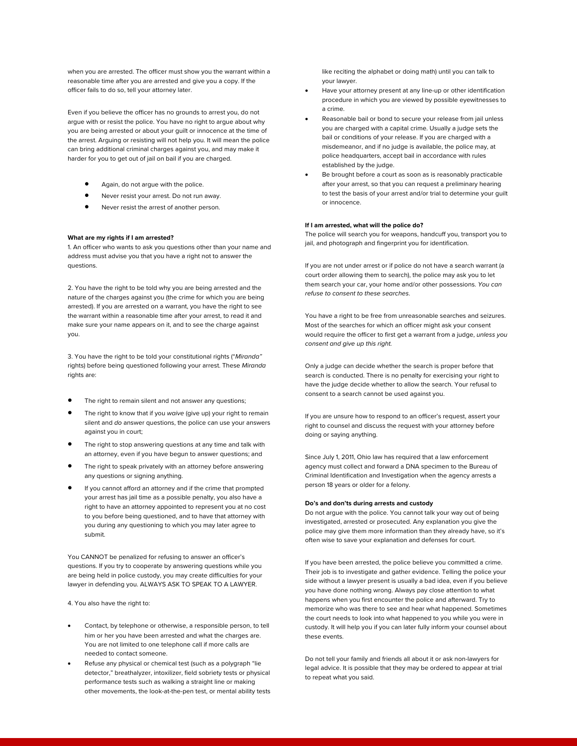when you are arrested. The officer must show you the warrant within a reasonable time after you are arrested and give you a copy. If the officer fails to do so, tell your attorney later.

Even if you believe the officer has no grounds to arrest you, do not argue with or resist the police. You have no right to argue about why you are being arrested or about your guilt or innocence at the time of the arrest. Arguing or resisting will not help you. It will mean the police can bring additional criminal charges against you, and may make it harder for you to get out of jail on bail if you are charged.

- Again, do not argue with the police.
- Never resist your arrest. Do not run away.
- Never resist the arrest of another person.

**What are my rights if I am arrested?**

1. An officer who wants to ask you questions other than your name and address must advise you that you have a right not to answer the questions.

2. You have the right to be told why you are being arrested and the nature of the charges against you (the crime for which you are being arrested). If you are arrested on a warrant, you have the right to see the warrant within a reasonable time after your arrest, to read it and make sure your name appears on it, and to see the charge against you.

3. You have the right to be told your constitutional rights ("*Miranda"* rights) before being questioned following your arrest. These *Miranda* rights are:

- The right to remain silent and not answer any questions;
- The right to know that if you *waive* (give up) your right to remain silent and *do* answer questions, the police can use your answers against you in court;
- The right to stop answering questions at any time and talk with an attorney, even if you have begun to answer questions; and
- The right to speak privately with an attorney before answering any questions or signing anything.
- If you cannot afford an attorney and if the crime that prompted your arrest has jail time as a possible penalty, you also have a right to have an attorney appointed to represent you at no cost to you before being questioned, and to have that attorney with you during any questioning to which you may later agree to submit.

You CANNOT be penalized for refusing to answer an officer's questions. If you try to cooperate by answering questions while you are being held in police custody, you may create difficulties for your lawyer in defending you. ALWAYS ASK TO SPEAK TO A LAWYER.

4. You also have the right to:

- Contact, by telephone or otherwise, a responsible person, to tell him or her you have been arrested and what the charges are. You are not limited to one telephone call if more calls are needed to contact someone.
- Refuse any physical or chemical test (such as a polygraph "lie detector," breathalyzer, intoxilizer, field sobriety tests or physical performance tests such as walking a straight line or making other movements, the look-at-the-pen test, or mental ability tests like reciting the alphabet or doing math) until you can talk to your lawyer.
- Have your attorney present at any line-up or other identification procedure in which you are viewed by possible eyewitnesses to a crime.
- Reasonable bail or bond to secure your release from jail unless you are charged with a capital crime. Usually a judge sets the bail or conditions of your release. If you are charged with a misdemeanor, and if no judge is available, the police may, at police headquarters, accept bail in accordance with rules established by the judge.
- Be brought before a court as soon as is reasonably practicable after your arrest, so that you can request a preliminary hearing to test the basis of your arrest and/or trial to determine your guilt or innocence.

**If I am arrested, what will the police do?**

The police will search you for weapons, handcuff you, transport you to jail, and photograph and fingerprint you for identification.

If you are not under arrest or if police do not have a search warrant (a court order allowing them to search), the police may ask you to let them search your car, your home and/or other possessions. *You can refuse to consent to these searches.*

You have a right to be free from unreasonable searches and seizures. Most of the searches for which an officer might ask your consent would require the officer to first get a warrant from a judge, *unless you consent and give up this right.*

Only a judge can decide whether the search is proper before that search is conducted. There is no penalty for exercising your right to have the judge decide whether to allow the search. Your refusal to consent to a search cannot be used against you.

If you are unsure how to respond to an officer's request, assert your right to counsel and discuss the request with your attorney before doing or saying anything.

Since July 1, 2011, Ohio law has required that a law enforcement agency must collect and forward a DNA specimen to the Bureau of Criminal Identification and Investigation when the agency arrests a person 18 years or older for a felony.

**Do's and don'ts during arrests and custody**

Do not argue with the police. You cannot talk your way out of being investigated, arrested or prosecuted. Any explanation you give the police may give them more information than they already have, so it's often wise to save your explanation and defenses for court.

If you have been arrested, the police believe you committed a crime. Their job is to investigate and gather evidence. Telling the police your side without a lawyer present is usually a bad idea, even if you believe you have done nothing wrong. Always pay close attention to what happens when you first encounter the police and afterward. Try to memorize who was there to see and hear what happened. Sometimes the court needs to look into what happened to you while you were in custody. It will help you if you can later fully inform your counsel about these events.

Do not tell your family and friends all about it or ask non-lawyers for legal advice. It is possible that they may be ordered to appear at trial to repeat what you said.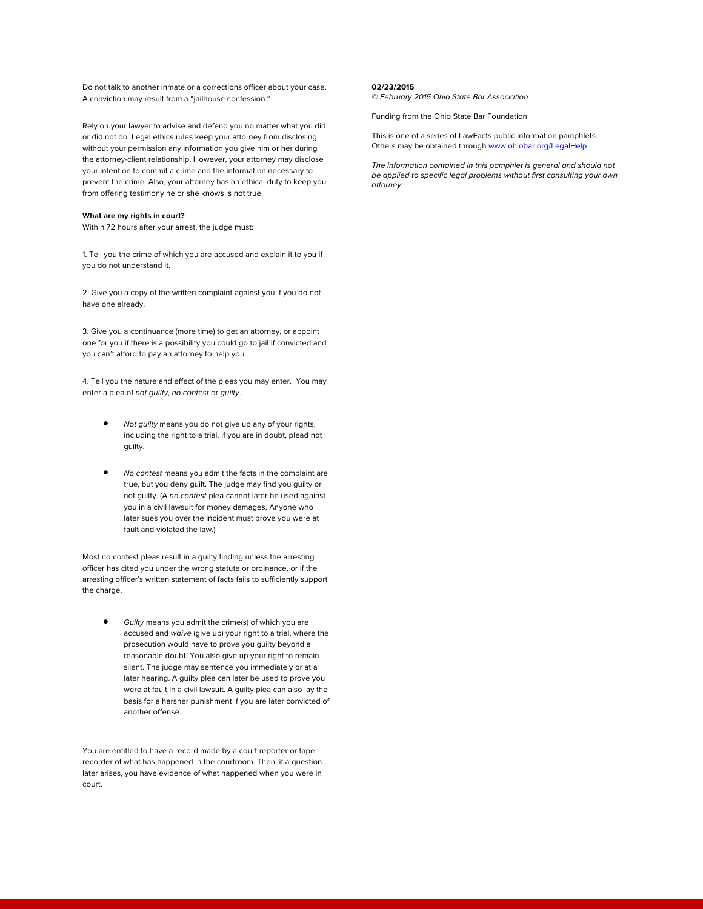Do not talk to another inmate or a corrections officer about your case. A conviction may result from a "jailhouse confession."

Rely on your lawyer to advise and defend you no matter what you did or did not do. Legal ethics rules keep your attorney from disclosing without your permission any information you give him or her during the attorney-client relationship. However, your attorney may disclose your intention to commit a crime and the information necessary to prevent the crime. Also, your attorney has an ethical duty to keep you from offering testimony he or she knows is not true.

**What are my rights in court?**

Within 72 hours after your arrest, the judge must:

1. Tell you the crime of which you are accused and explain it to you if you do not understand it.

2. Give you a copy of the written complaint against you if you do not have one already.

3. Give you a continuance (more time) to get an attorney, or appoint one for you if there is a possibility you could go to jail if convicted and you can't afford to pay an attorney to help you.

4. Tell you the nature and effect of the pleas you may enter. You may enter a plea of *not guilty*, *no contest* or *guilty*.

- *Not guilty* means you do not give up any of your rights, including the right to a trial. If you are in doubt, plead not guilty.

- *No contest* means you admit the facts in the complaint are true, but you deny guilt. The judge may find you guilty or not guilty. (A *no contest* plea cannot later be used against you in a civil lawsuit for money damages. Anyone who later sues you over the incident must prove you were at fault and violated the law.)

Most no contest pleas result in a guilty finding unless the arresting officer has cited you under the wrong statute or ordinance, or if the arresting officer's written statement of facts fails to sufficiently support the charge.

- *Guilty* means you admit the crime(s) of which you are accused and *waive* (give up) your right to a trial, where the prosecution would have to prove you guilty beyond a reasonable doubt. You also give up your right to remain silent. The judge may sentence you immediately or at a later hearing. A guilty plea can later be used to prove you were at fault in a civil lawsuit. A guilty plea can also lay the basis for a harsher punishment if you are later convicted of another offense.

You are entitled to have a record made by a court reporter or tape recorder of what has happened in the courtroom. Then, if a question later arises, you have evidence of what happened when you were in court.

**02/23/2015**

*© February 2015 Ohio State Bar Association*

Funding from the Ohio State Bar Foundation

This is one of a series of LawFacts public information pamphlets. Others may be obtained through www.ohiobar.org/LegalHelp

*The information contained in this pamphlet is general and should not be applied to specific legal problems without first consulting your own attorney.*